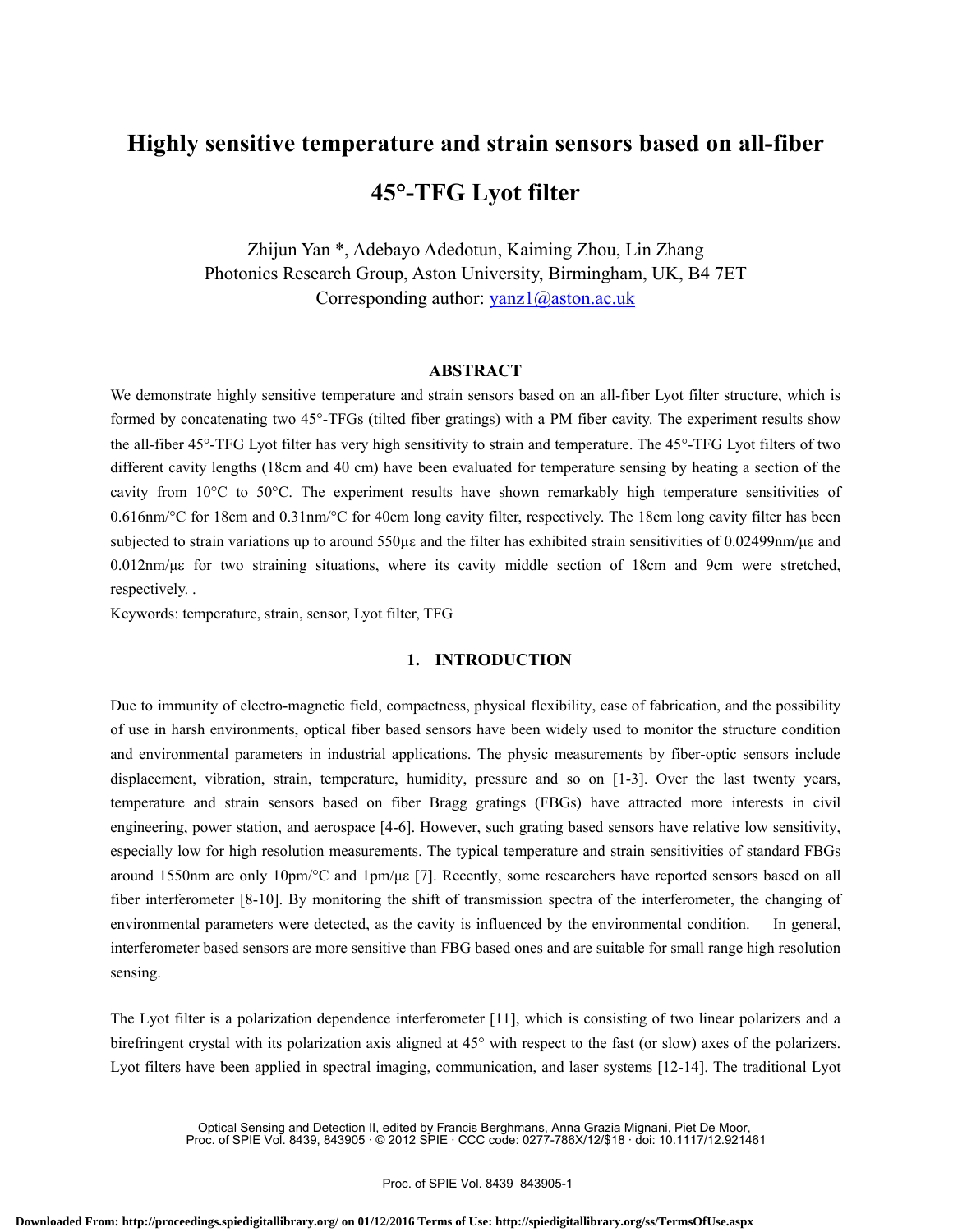# Highly sensitive temperature and strain sensors based on all-fiber 45°-TFG Lyot filter

Zhijun Yan *, Adebayo Adedotun, Kaiming Zhou, Lin Zhang
Photonics Research Group, Aston University, Birmingham, UK, B4 7ET
Corresponding author: yanz1@aston.ac.uk

## ABSTRACT

We demonstrate highly sensitive temperature and strain sensors based on an all-fiber Lyot filter structure, which is formed by concatenating two 45°-TFGs (tilted fiber gratings) with a PM fiber cavity. The experiment results show the all-fiber 45°-TFG Lyot filter has very high sensitivity to strain and temperature. The 45°-TFG Lyot filters of two different cavity lengths (18cm and 40 cm) have been evaluated for temperature sensing by heating a section of the cavity from 10°C to 50°C. The experiment results have shown remarkably high temperature sensitivities of 0.616nm/°C for 18cm and 0.31nm/°C for 40cm long cavity filter, respectively. The 18cm long cavity filter has been subjected to strain variations up to around 550με and the filter has exhibited strain sensitivities of 0.02499nm/με and 0.012nm/με for two straining situations, where its cavity middle section of 18cm and 9cm were stretched, respectively. .

Keywords: temperature, strain, sensor, Lyot filter, TFG

## 1. INTRODUCTION

Due to immunity of electro-magnetic field, compactness, physical flexibility, ease of fabrication, and the possibility of use in harsh environments, optical fiber based sensors have been widely used to monitor the structure condition and environmental parameters in industrial applications. The physic measurements by fiber-optic sensors include displacement, vibration, strain, temperature, humidity, pressure and so on [1-3]. Over the last twenty years, temperature and strain sensors based on fiber Bragg gratings (FBGs) have attracted more interests in civil engineering, power station, and aerospace [4-6]. However, such grating based sensors have relative low sensitivity, especially low for high resolution measurements. The typical temperature and strain sensitivities of standard FBGs around 1550nm are only 10pm/°C and 1pm/με [7]. Recently, some researchers have reported sensors based on all fiber interferometer [8-10]. By monitoring the shift of transmission spectra of the interferometer, the changing of environmental parameters were detected, as the cavity is influenced by the environmental condition. In general, interferometer based sensors are more sensitive than FBG based ones and are suitable for small range high resolution sensing.

The Lyot filter is a polarization dependence interferometer [11], which is consisting of two linear polarizers and a birefringent crystal with its polarization axis aligned at 45° with respect to the fast (or slow) axes of the polarizers. Lyot filters have been applied in spectral imaging, communication, and laser systems [12-14]. The traditional Lyot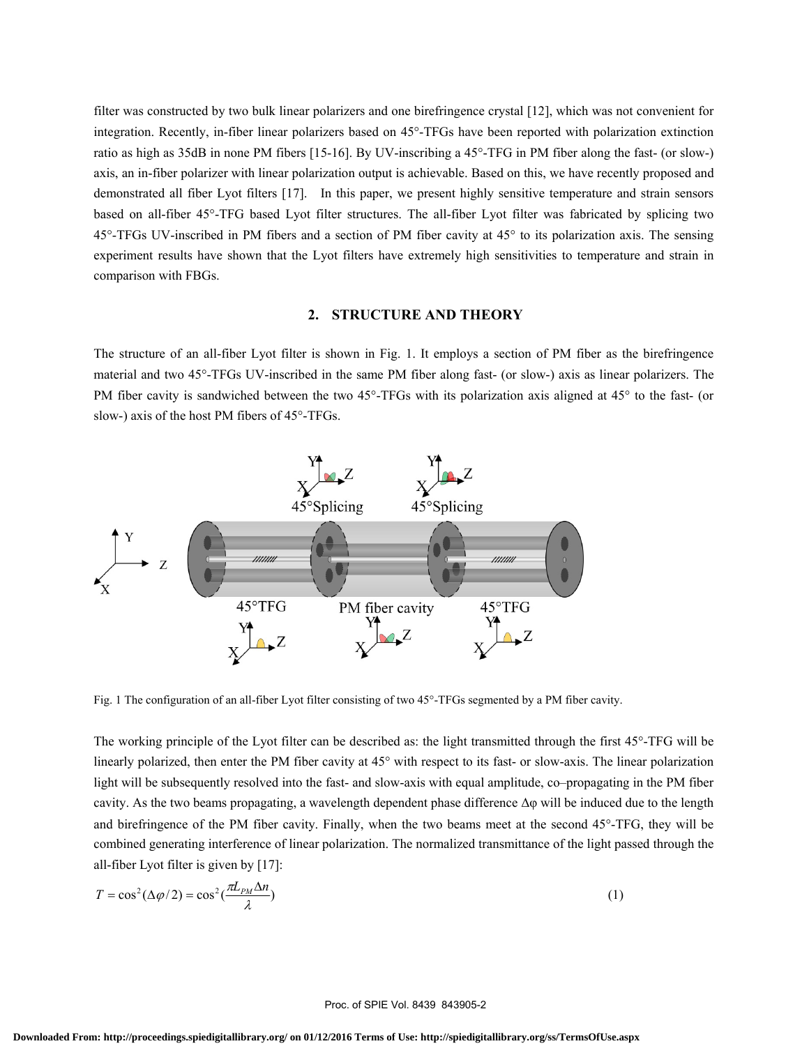filter was constructed by two bulk linear polarizers and one birefringence crystal [12], which was not convenient for integration. Recently, in-fiber linear polarizers based on 45°-TFGs have been reported with polarization extinction ratio as high as 35dB in none PM fibers [15-16]. By UV-inscribing a 45°-TFG in PM fiber along the fast- (or slow-) axis, an in-fiber polarizer with linear polarization output is achievable. Based on this, we have recently proposed and demonstrated all fiber Lyot filters [17]. In this paper, we present highly sensitive temperature and strain sensors based on all-fiber 45°-TFG based Lyot filter structures. The all-fiber Lyot filter was fabricated by splicing two 45°-TFGs UV-inscribed in PM fibers and a section of PM fiber cavity at 45° to its polarization axis. The sensing experiment results have shown that the Lyot filters have extremely high sensitivities to temperature and strain in comparison with FBGs.

## 2. STRUCTURE AND THEORY

The structure of an all-fiber Lyot filter is shown in Fig. 1. It employs a section of PM fiber as the birefringence material and two 45°-TFGs UV-inscribed in the same PM fiber along fast- (or slow-) axis as linear polarizers. The PM fiber cavity is sandwiched between the two 45°-TFGs with its polarization axis aligned at 45° to the fast- (or slow-) axis of the host PM fibers of 45°-TFGs.

Fig. 1 The configuration of an all-fiber Lyot filter consisting of two 45°-TFGs segmented by a PM fiber cavity.

The working principle of the Lyot filter can be described as: the light transmitted through the first 45°-TFG will be linearly polarized, then enter the PM fiber cavity at 45° with respect to its fast- or slow-axis. The linear polarization light will be subsequently resolved into the fast- and slow-axis with equal amplitude, co–propagating in the PM fiber cavity. As the two beams propagating, a wavelength dependent phase difference $\Delta\varphi$ will be induced due to the length and birefringence of the PM fiber cavity. Finally, when the two beams meet at the second 45°-TFG, they will be combined generating interference of linear polarization. The normalized transmittance of the light passed through the all-fiber Lyot filter is given by [17]:

$$T = \cos^2(\Delta\varphi/2) = \cos^2\left(\frac{\pi L_{PM}\Delta n}{\lambda}\right) \tag{1}$$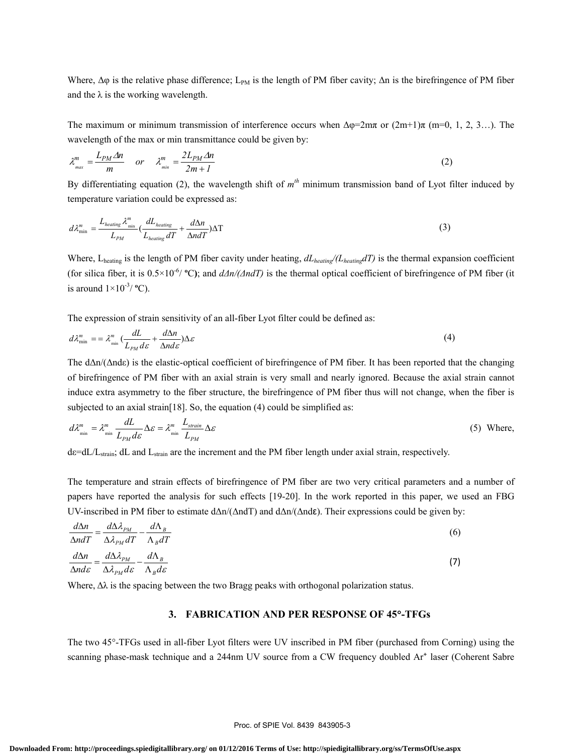Where, $\Delta\varphi$ is the relative phase difference; $L_{PM}$ is the length of PM fiber cavity; $\Delta n$ is the birefringence of PM fiber and the $\lambda$ is the working wavelength.

The maximum or minimum transmission of interference occurs when $\Delta\varphi=2m\pi$ or $(2m+1)\pi$ (m=0, 1, 2, 3…). The wavelength of the max or min transmittance could be given by:

$$\lambda_{max}^{m} = \frac{L_{PM}\Delta n}{m} \quad or \quad \lambda_{min}^{m} = \frac{2L_{PM}\Delta n}{2m+1} \tag{2}$$

By differentiating equation (2), the wavelength shift of $m^{th}$ minimum transmission band of Lyot filter induced by temperature variation could be expressed as:

$$d\lambda_{\min}^{m} = \frac{L_{heating}\lambda_{\min}^{m}}{L_{PM}}\left(\frac{dL_{heating}}{L_{heating}dT} + \frac{d\Delta n}{\Delta n dT}\right)\Delta T \tag{3}$$

Where, $L_{heating}$ is the length of PM fiber cavity under heating, $dL_{heating}/(L_{heating}dT)$ is the thermal expansion coefficient (for silica fiber, it is $0.5\times10^{-6}/$ ºC); and $d\Delta n/(\Delta n dT)$ is the thermal optical coefficient of birefringence of PM fiber (it is around $1\times10^{-3}/$ ºC).

The expression of strain sensitivity of an all-fiber Lyot filter could be defined as:

$$d\lambda_{\min}^{m} == \lambda_{\min}^{m}\left(\frac{dL}{L_{PM}d\varepsilon} + \frac{d\Delta n}{\Delta n d\varepsilon}\right)\Delta\varepsilon \tag{4}$$

The $d\Delta n/(\Delta n d\varepsilon)$ is the elastic-optical coefficient of birefringence of PM fiber. It has been reported that the changing of birefringence of PM fiber with an axial strain is very small and nearly ignored. Because the axial strain cannot induce extra asymmetry to the fiber structure, the birefringence of PM fiber thus will not change, when the fiber is subjected to an axial strain[18]. So, the equation (4) could be simplified as:

$$d\lambda_{\min}^{m} = \lambda_{\min}^{m}\frac{dL}{L_{PM}d\varepsilon}\Delta\varepsilon = \lambda_{\min}^{m}\frac{L_{strain}}{L_{PM}}\Delta\varepsilon \tag{5}$$

Where, $d\varepsilon=dL/L_{strain}$; dL and $L_{strain}$ are the increment and the PM fiber length under axial strain, respectively.

The temperature and strain effects of birefringence of PM fiber are two very critical parameters and a number of papers have reported the analysis for such effects [19-20]. In the work reported in this paper, we used an FBG UV-inscribed in PM fiber to estimate $d\Delta n/(\Delta n dT)$ and $d\Delta n/(\Delta n d\varepsilon)$. Their expressions could be given by:

$$\frac{d\Delta n}{\Delta n dT} = \frac{d\Delta\lambda_{PM}}{\Delta\lambda_{PM}dT} - \frac{d\Lambda_{B}}{\Lambda_{B}dT} \tag{6}$$

$$\frac{d\Delta n}{\Delta n d\varepsilon} = \frac{d\Delta\lambda_{PM}}{\Delta\lambda_{PM}d\varepsilon} - \frac{d\Lambda_{B}}{\Lambda_{B}d\varepsilon} \tag{7}$$

Where, $\Delta\lambda$ is the spacing between the two Bragg peaks with orthogonal polarization status.

## 3. FABRICATION AND PER RESPONSE OF 45°-TFGs

The two 45°-TFGs used in all-fiber Lyot filters were UV inscribed in PM fiber (purchased from Corning) using the scanning phase-mask technique and a 244nm UV source from a CW frequency doubled $Ar^{+}$ laser (Coherent Sabre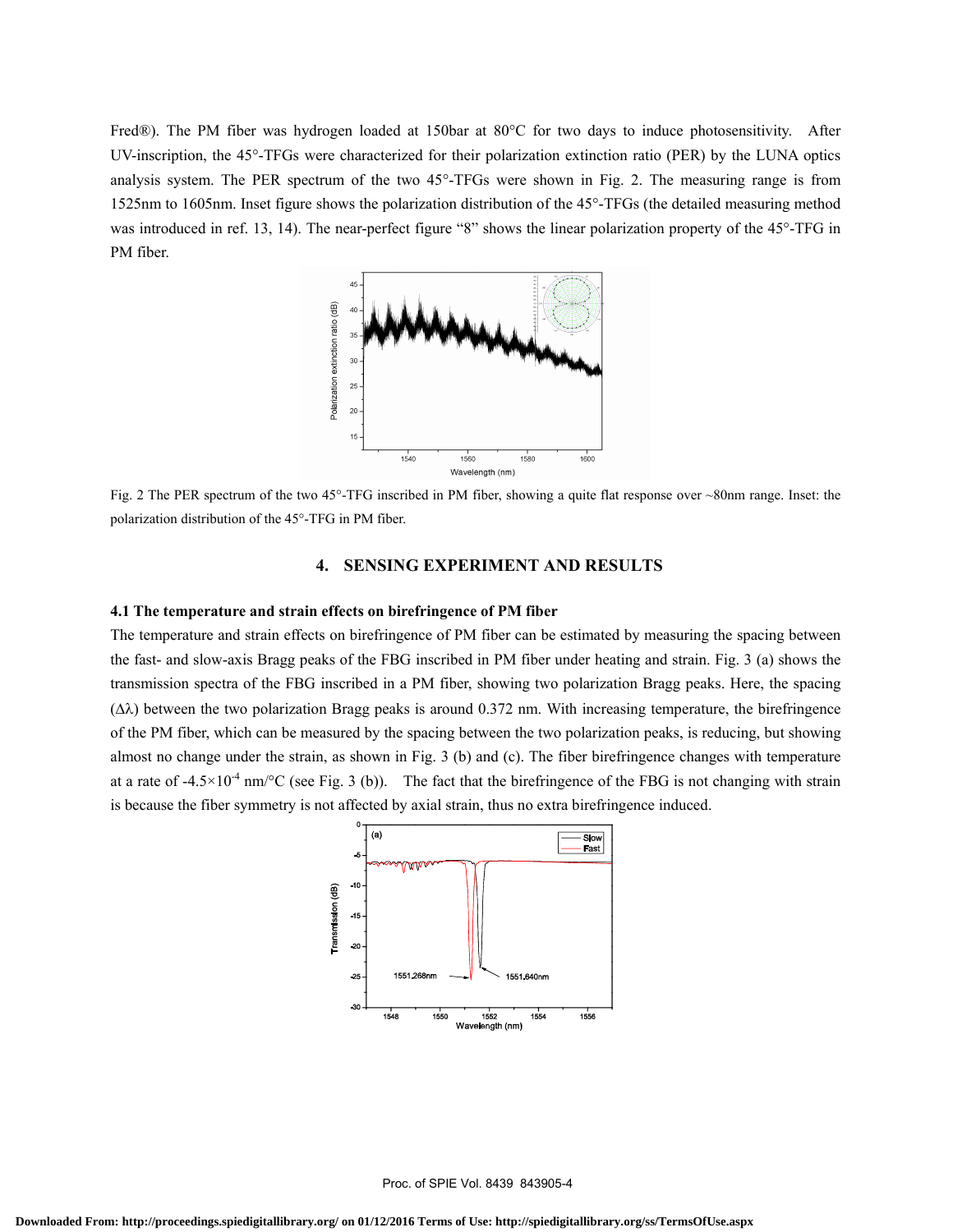Fred®). The PM fiber was hydrogen loaded at 150bar at 80°C for two days to induce photosensitivity. After UV-inscription, the 45°-TFGs were characterized for their polarization extinction ratio (PER) by the LUNA optics analysis system. The PER spectrum of the two 45°-TFGs were shown in Fig. 2. The measuring range is from 1525nm to 1605nm. Inset figure shows the polarization distribution of the 45°-TFGs (the detailed measuring method was introduced in ref. 13, 14). The near-perfect figure "8" shows the linear polarization property of the 45°-TFG in PM fiber.

Fig. 2 The PER spectrum of the two 45°-TFG inscribed in PM fiber, showing a quite flat response over ~80nm range. Inset: the polarization distribution of the 45°-TFG in PM fiber.

## 4. SENSING EXPERIMENT AND RESULTS

### 4.1 The temperature and strain effects on birefringence of PM fiber

The temperature and strain effects on birefringence of PM fiber can be estimated by measuring the spacing between the fast- and slow-axis Bragg peaks of the FBG inscribed in PM fiber under heating and strain. Fig. 3 (a) shows the transmission spectra of the FBG inscribed in a PM fiber, showing two polarization Bragg peaks. Here, the spacing ($\Delta\lambda$) between the two polarization Bragg peaks is around 0.372 nm. With increasing temperature, the birefringence of the PM fiber, which can be measured by the spacing between the two polarization peaks, is reducing, but showing almost no change under the strain, as shown in Fig. 3 (b) and (c). The fiber birefringence changes with temperature at a rate of $-4.5\times10^{-4}$ nm/°C (see Fig. 3 (b)). The fact that the birefringence of the FBG is not changing with strain is because the fiber symmetry is not affected by axial strain, thus no extra birefringence induced.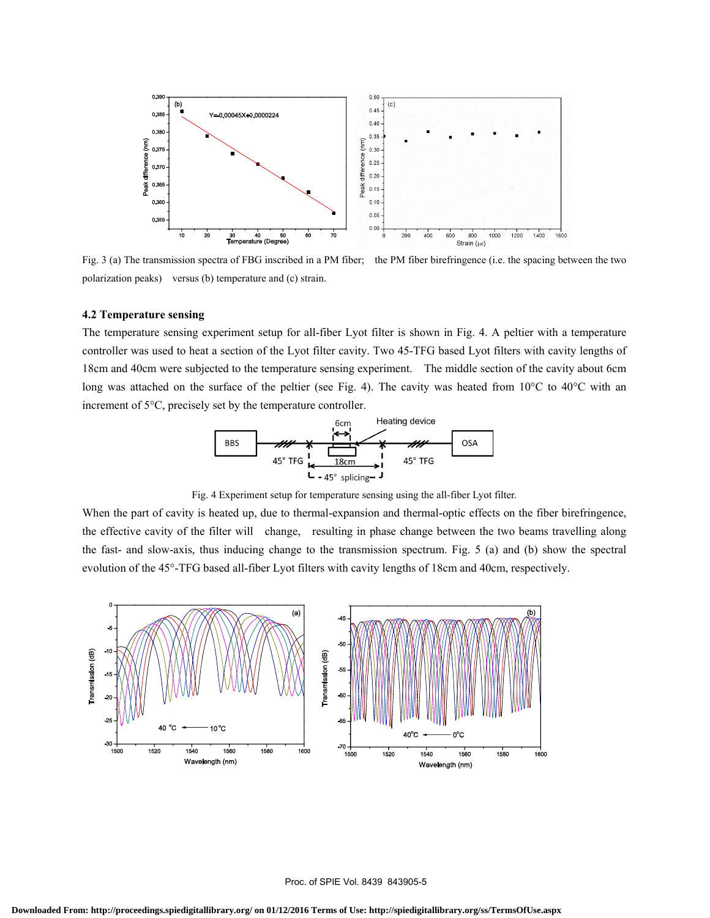Fig. 3 (a) The transmission spectra of FBG inscribed in a PM fiber; the PM fiber birefringence (i.e. the spacing between the two polarization peaks) versus (b) temperature and (c) strain.

### 4.2 Temperature sensing

The temperature sensing experiment setup for all-fiber Lyot filter is shown in Fig. 4. A peltier with a temperature controller was used to heat a section of the Lyot filter cavity. Two 45-TFG based Lyot filters with cavity lengths of 18cm and 40cm were subjected to the temperature sensing experiment. The middle section of the cavity about 6cm long was attached on the surface of the peltier (see Fig. 4). The cavity was heated from 10°C to 40°C with an increment of 5°C, precisely set by the temperature controller.

Fig. 4 Experiment setup for temperature sensing using the all-fiber Lyot filter.

When the part of cavity is heated up, due to thermal-expansion and thermal-optic effects on the fiber birefringence, the effective cavity of the filter will change, resulting in phase change between the two beams travelling along the fast- and slow-axis, thus inducing change to the transmission spectrum. Fig. 5 (a) and (b) show the spectral evolution of the 45°-TFG based all-fiber Lyot filters with cavity lengths of 18cm and 40cm, respectively.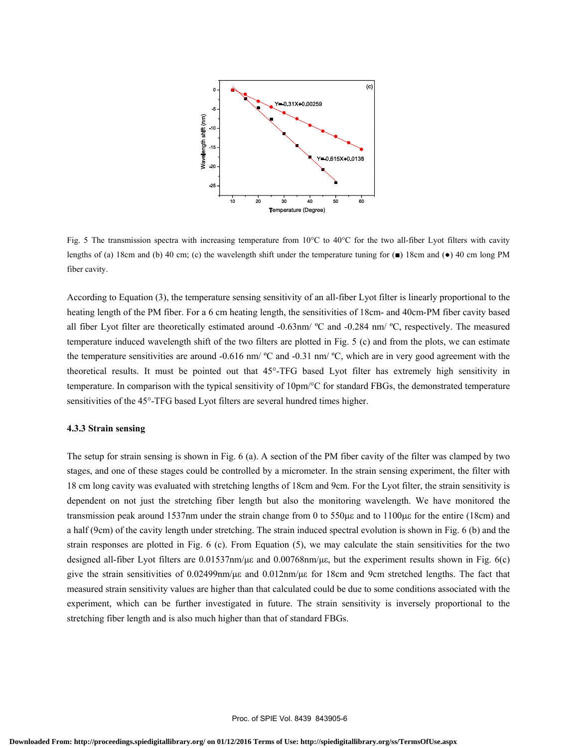Fig. 5 The transmission spectra with increasing temperature from 10°C to 40°C for the two all-fiber Lyot filters with cavity lengths of (a) 18cm and (b) 40 cm; (c) the wavelength shift under the temperature tuning for (■) 18cm and (●) 40 cm long PM fiber cavity.

According to Equation (3), the temperature sensing sensitivity of an all-fiber Lyot filter is linearly proportional to the heating length of the PM fiber. For a 6 cm heating length, the sensitivities of 18cm- and 40cm-PM fiber cavity based all fiber Lyot filter are theoretically estimated around -0.63nm/ ºC and -0.284 nm/ ºC, respectively. The measured temperature induced wavelength shift of the two filters are plotted in Fig. 5 (c) and from the plots, we can estimate the temperature sensitivities are around -0.616 nm/ ºC and -0.31 nm/ ºC, which are in very good agreement with the theoretical results. It must be pointed out that 45°-TFG based Lyot filter has extremely high sensitivity in temperature. In comparison with the typical sensitivity of 10pm/°C for standard FBGs, the demonstrated temperature sensitivities of the 45°-TFG based Lyot filters are several hundred times higher.

### 4.3.3 Strain sensing

The setup for strain sensing is shown in Fig. 6 (a). A section of the PM fiber cavity of the filter was clamped by two stages, and one of these stages could be controlled by a micrometer. In the strain sensing experiment, the filter with 18 cm long cavity was evaluated with stretching lengths of 18cm and 9cm. For the Lyot filter, the strain sensitivity is dependent on not just the stretching fiber length but also the monitoring wavelength. We have monitored the transmission peak around 1537nm under the strain change from 0 to 550με and to 1100με for the entire (18cm) and a half (9cm) of the cavity length under stretching. The strain induced spectral evolution is shown in Fig. 6 (b) and the strain responses are plotted in Fig. 6 (c). From Equation (5), we may calculate the stain sensitivities for the two designed all-fiber Lyot filters are 0.01537nm/με and 0.00768nm/με, but the experiment results shown in Fig. 6(c) give the strain sensitivities of 0.02499nm/με and 0.012nm/με for 18cm and 9cm stretched lengths. The fact that measured strain sensitivity values are higher than that calculated could be due to some conditions associated with the experiment, which can be further investigated in future. The strain sensitivity is inversely proportional to the stretching fiber length and is also much higher than that of standard FBGs.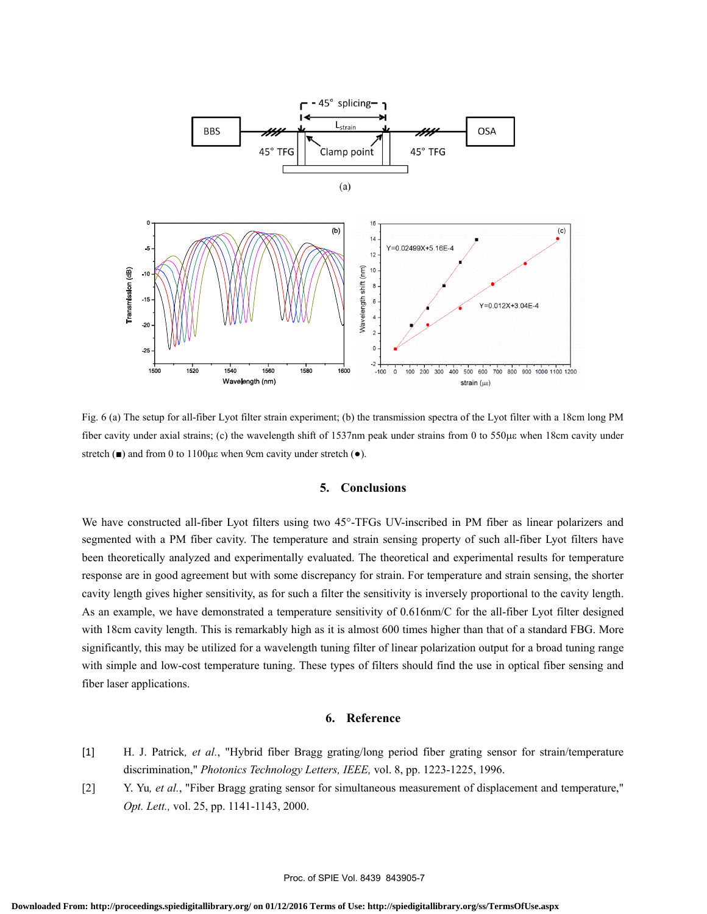Fig. 6 (a) The setup for all-fiber Lyot filter strain experiment; (b) the transmission spectra of the Lyot filter with a 18cm long PM fiber cavity under axial strains; (c) the wavelength shift of 1537nm peak under strains from 0 to 550με when 18cm cavity under stretch (■) and from 0 to 1100με when 9cm cavity under stretch (●).

## 5. Conclusions

We have constructed all-fiber Lyot filters using two 45°-TFGs UV-inscribed in PM fiber as linear polarizers and segmented with a PM fiber cavity. The temperature and strain sensing property of such all-fiber Lyot filters have been theoretically analyzed and experimentally evaluated. The theoretical and experimental results for temperature response are in good agreement but with some discrepancy for strain. For temperature and strain sensing, the shorter cavity length gives higher sensitivity, as for such a filter the sensitivity is inversely proportional to the cavity length. As an example, we have demonstrated a temperature sensitivity of 0.616nm/C for the all-fiber Lyot filter designed with 18cm cavity length. This is remarkably high as it is almost 600 times higher than that of a standard FBG. More significantly, this may be utilized for a wavelength tuning filter of linear polarization output for a broad tuning range with simple and low-cost temperature tuning. These types of filters should find the use in optical fiber sensing and fiber laser applications.

## 6. Reference

[1] H. J. Patrick, *et al.*, "Hybrid fiber Bragg grating/long period fiber grating sensor for strain/temperature discrimination," *Photonics Technology Letters, IEEE,* vol. 8, pp. 1223-1225, 1996.

[2] Y. Yu, *et al.*, "Fiber Bragg grating sensor for simultaneous measurement of displacement and temperature," *Opt. Lett.,* vol. 25, pp. 1141-1143, 2000.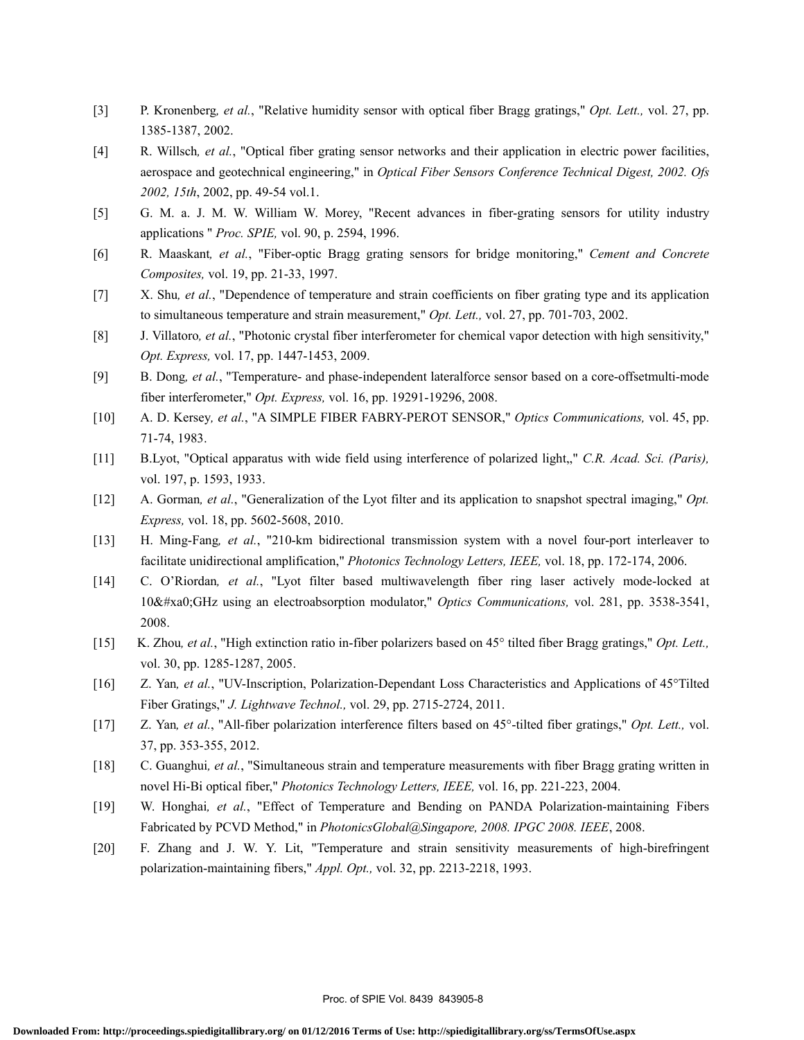[3] P. Kronenberg*, et al.*, "Relative humidity sensor with optical fiber Bragg gratings," *Opt. Lett.,* vol. 27, pp. 1385-1387, 2002.

[4] R. Willsch*, et al.*, "Optical fiber grating sensor networks and their application in electric power facilities, aerospace and geotechnical engineering," in *Optical Fiber Sensors Conference Technical Digest, 2002. Ofs 2002, 15th*, 2002, pp. 49-54 vol.1.

[5] G. M. a. J. M. W. William W. Morey, "Recent advances in fiber-grating sensors for utility industry applications " *Proc. SPIE,* vol. 90, p. 2594, 1996.

[6] R. Maaskant*, et al.*, "Fiber-optic Bragg grating sensors for bridge monitoring," *Cement and Concrete Composites,* vol. 19, pp. 21-33, 1997.

[7] X. Shu*, et al.*, "Dependence of temperature and strain coefficients on fiber grating type and its application to simultaneous temperature and strain measurement," *Opt. Lett.,* vol. 27, pp. 701-703, 2002.

[8] J. Villatoro*, et al.*, "Photonic crystal fiber interferometer for chemical vapor detection with high sensitivity," *Opt. Express,* vol. 17, pp. 1447-1453, 2009.

[9] B. Dong*, et al.*, "Temperature- and phase-independent lateralforce sensor based on a core-offsetmulti-mode fiber interferometer," *Opt. Express,* vol. 16, pp. 19291-19296, 2008.

[10] A. D. Kersey*, et al.*, "A SIMPLE FIBER FABRY-PEROT SENSOR," *Optics Communications,* vol. 45, pp. 71-74, 1983.

[11] B.Lyot, "Optical apparatus with wide field using interference of polarized light,," *C.R. Acad. Sci. (Paris),* vol. 197, p. 1593, 1933.

[12] A. Gorman*, et al.*, "Generalization of the Lyot filter and its application to snapshot spectral imaging," *Opt. Express,* vol. 18, pp. 5602-5608, 2010.

[13] H. Ming-Fang*, et al.*, "210-km bidirectional transmission system with a novel four-port interleaver to facilitate unidirectional amplification," *Photonics Technology Letters, IEEE,* vol. 18, pp. 172-174, 2006.

[14] C. O'Riordan*, et al.*, "Lyot filter based multiwavelength fiber ring laser actively mode-locked at 10&#xa0;GHz using an electroabsorption modulator," *Optics Communications,* vol. 281, pp. 3538-3541, 2008.

[15] K. Zhou*, et al.*, "High extinction ratio in-fiber polarizers based on 45° tilted fiber Bragg gratings," *Opt. Lett.,* vol. 30, pp. 1285-1287, 2005.

[16] Z. Yan*, et al.*, "UV-Inscription, Polarization-Dependant Loss Characteristics and Applications of 45°Tilted Fiber Gratings," *J. Lightwave Technol.,* vol. 29, pp. 2715-2724, 2011.

[17] Z. Yan*, et al.*, "All-fiber polarization interference filters based on 45°-tilted fiber gratings," *Opt. Lett.,* vol. 37, pp. 353-355, 2012.

[18] C. Guanghui*, et al.*, "Simultaneous strain and temperature measurements with fiber Bragg grating written in novel Hi-Bi optical fiber," *Photonics Technology Letters, IEEE,* vol. 16, pp. 221-223, 2004.

[19] W. Honghai*, et al.*, "Effect of Temperature and Bending on PANDA Polarization-maintaining Fibers Fabricated by PCVD Method," in *PhotonicsGlobal@Singapore, 2008. IPGC 2008. IEEE*, 2008.

[20] F. Zhang and J. W. Y. Lit, "Temperature and strain sensitivity measurements of high-birefringent polarization-maintaining fibers," *Appl. Opt.,* vol. 32, pp. 2213-2218, 1993.